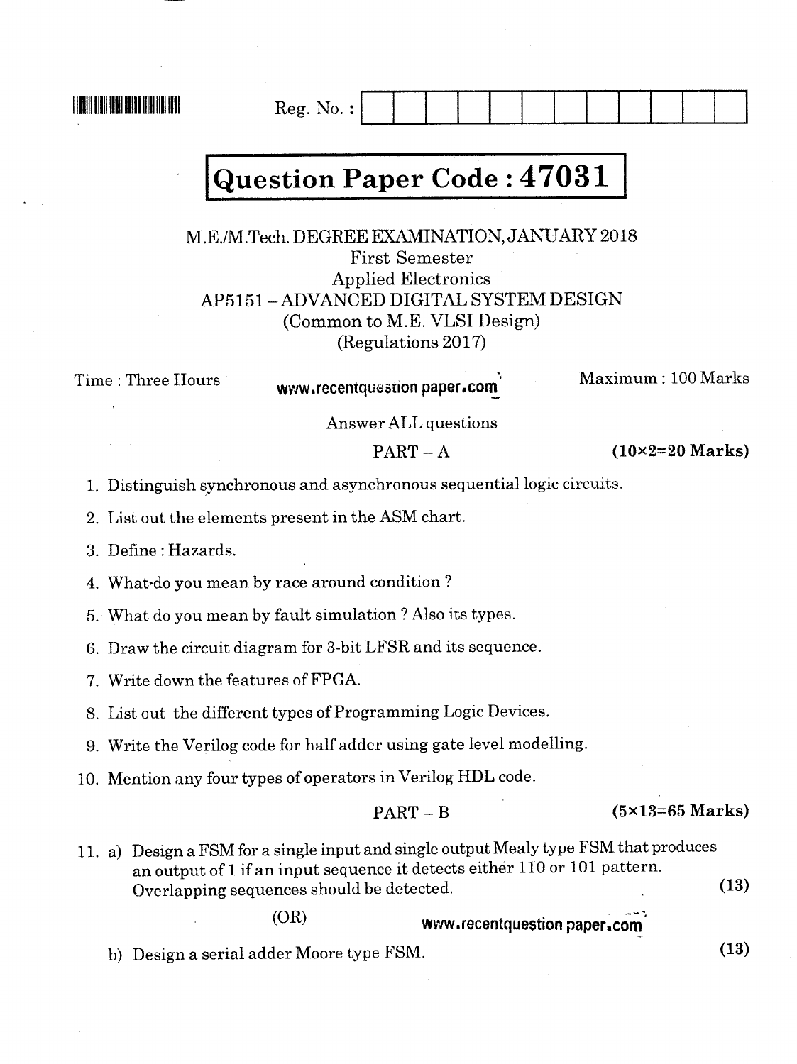Reg. No. :

# Question Paper Code : 47031

M.E./M.Tech. DEGREE EXAMINATION, JANUARY 2018

First Semester

Applied Electronics

AP5151 – ADVANCED DIGITAL SYSTEM DESIGN

(Common to M.E. VLSI Design)

(Regulations 2017)

Time : Three Hours

www.recentquestion paper.com

Maximum : 100 Marks

Answer ALL questions

## PART – A (10×2=20 Marks)

1. Distinguish synchronous and asynchronous sequential logic circuits.
2. List out the elements present in the ASM chart.
3. Define : Hazards.
4. What do you mean by race around condition ?
5. What do you mean by fault simulation ? Also its types.
6. Draw the circuit diagram for 3-bit LFSR and its sequence.
7. Write down the features of FPGA.
8. List out the different types of Programming Logic Devices.
9. Write the Verilog code for half adder using gate level modelling.
10. Mention any four types of operators in Verilog HDL code.

## PART – B (5×13=65 Marks)

11. a) Design a FSM for a single input and single output Mealy type FSM that produces an output of 1 if an input sequence it detects either 110 or 101 pattern. Overlapping sequences should be detected. **(13)**

(OR)

www.recentquestion paper.com

b) Design a serial adder Moore type FSM. **(13)**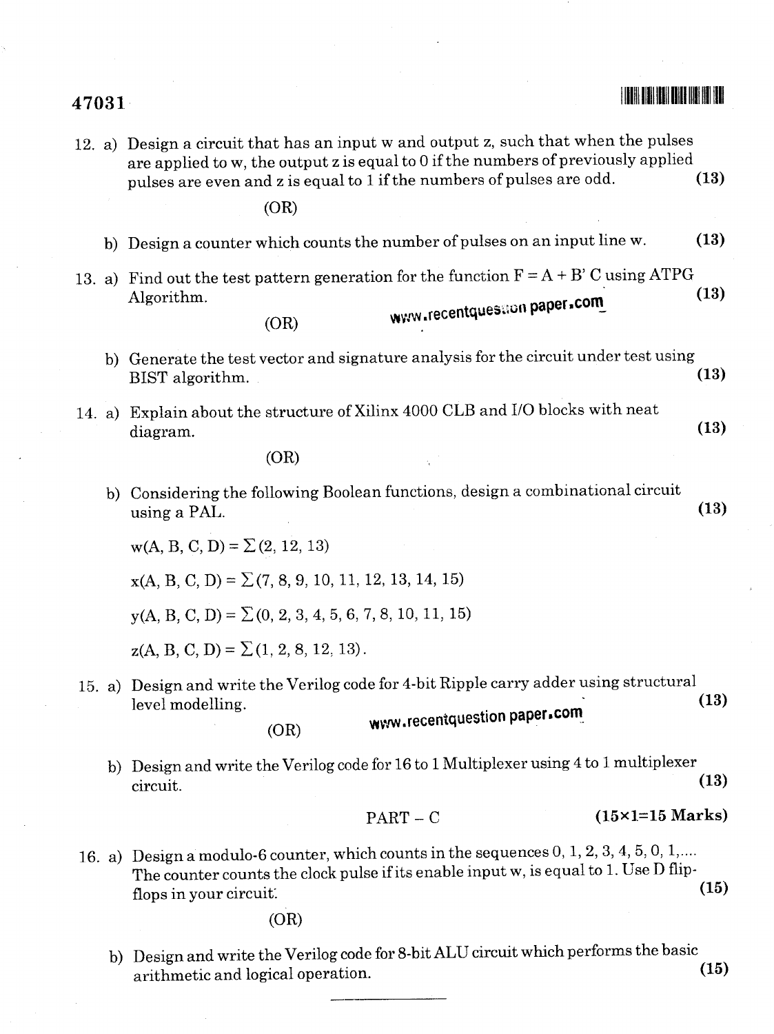12. a) Design a circuit that has an input w and output z, such that when the pulses are applied to w, the output z is equal to 0 if the numbers of previously applied pulses are even and z is equal to 1 if the numbers of pulses are odd. **(13)**

(OR)

b) Design a counter which counts the number of pulses on an input line w. **(13)**

13. a) Find out the test pattern generation for the function $F = A + B'C$ using ATPG Algorithm. **(13)**

(OR)

b) Generate the test vector and signature analysis for the circuit under test using BIST algorithm. **(13)**

14. a) Explain about the structure of Xilinx 4000 CLB and I/O blocks with neat diagram. **(13)**

(OR)

b) Considering the following Boolean functions, design a combinational circuit using a PAL. **(13)**

$w(A, B, C, D) = \Sigma(2, 12, 13)$

$x(A, B, C, D) = \Sigma(7, 8, 9, 10, 11, 12, 13, 14, 15)$

$y(A, B, C, D) = \Sigma(0, 2, 3, 4, 5, 6, 7, 8, 10, 11, 15)$

$z(A, B, C, D) = \Sigma(1, 2, 8, 12, 13)$.

15. a) Design and write the Verilog code for 4-bit Ripple carry adder using structural level modelling. **(13)**

(OR)

b) Design and write the Verilog code for 16 to 1 Multiplexer using 4 to 1 multiplexer circuit. **(13)**

## PART – C **(15×1=15 Marks)**

16. a) Design a modulo-6 counter, which counts in the sequences 0, 1, 2, 3, 4, 5, 0, 1,.... The counter counts the clock pulse if its enable input w, is equal to 1. Use D flip-flops in your circuit. **(15)**

(OR)

b) Design and write the Verilog code for 8-bit ALU circuit which performs the basic arithmetic and logical operation. **(15)**